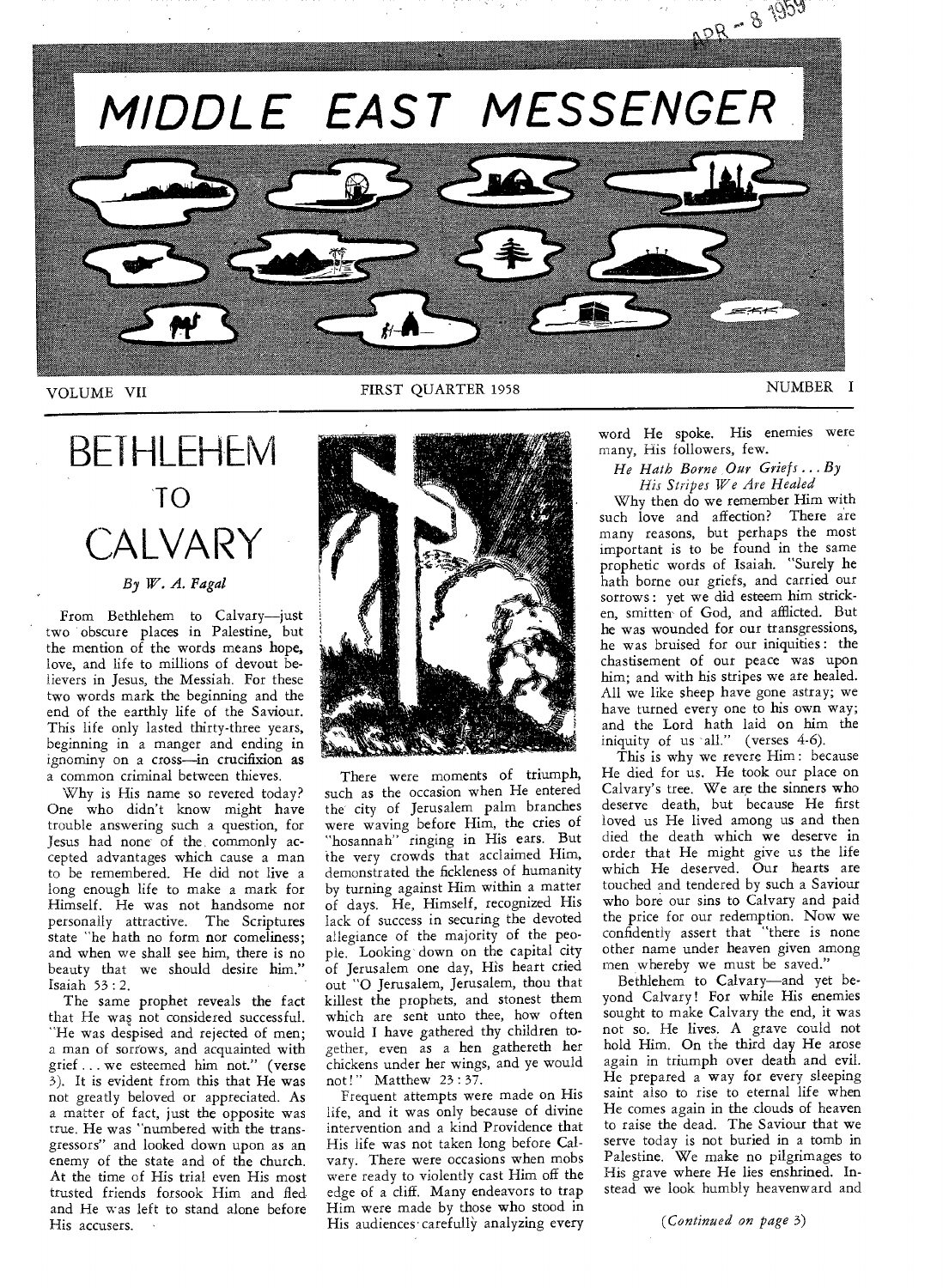# MIDDLE EAST MESSENGER

VOLUME VII — FIRST QUARTER 1958 — NUMBER I

# BETHLEHEM TO CALVARY

*By W. A. Fagal*

From Bethlehem to Calvary—just two obscure places in Palestine, but the mention of the words means hope, love, and life to millions of devout believers in Jesus, the Messiah. For these two words mark the beginning and the end of the earthly life of the Saviour. This life only lasted thirty-three years, beginning in a manger and ending in ignominy on a cross—in crucifixion as a common criminal between thieves.

Why is His name so revered today? One who didn't know might have trouble answering such a question, for Jesus had none of the commonly accepted advantages which cause a man to be remembered. He did not live a long enough life to make a mark for Himself. He was not handsome nor personally attractive. The Scriptures state "he hath no form nor comeliness; and when we shall see him, there is no beauty that we should desire him." Isaiah 53 : 2.

The same prophet reveals the fact that He was not considered successful. "He was despised and rejected of men; a man of sorrows, and acquainted with grief . . . we esteemed him not." (verse 3). It is evident from this that He was not greatly beloved or appreciated. As a matter of fact, just the opposite was true. He was "numbered with the transgressors" and looked down upon as an enemy of the state and of the church. At the time of His trial even His most trusted friends forsook Him and fled and He was left to stand alone before His accusers.

There were moments of triumph, such as the occasion when He entered the city of Jerusalem palm branches were waving before Him, the cries of "hosannah" ringing in His ears. But the very crowds that acclaimed Him, demonstrated the fickleness of humanity by turning against Him within a matter of days. He, Himself, recognized His lack of success in securing the devoted allegiance of the majority of the people. Looking down on the capital city of Jerusalem one day, His heart cried out "O Jerusalem, Jerusalem, thou that killest the prophets, and stonest them which are sent unto thee, how often would I have gathered thy children together, even as a hen gathereth her chickens under her wings, and ye would not!" Matthew 23 : 37.

Frequent attempts were made on His life, and it was only because of divine intervention and a kind Providence that His life was not taken long before Calvary. There were occasions when mobs were ready to violently cast Him off the edge of a cliff. Many endeavors to trap Him were made by those who stood in His audiences carefully analyzing every word He spoke. His enemies were many, His followers, few.

### *He Hath Borne Our Griefs . . . By His Stripes We Are Healed*

Why then do we remember Him with such love and affection? There are many reasons, but perhaps the most important is to be found in the same prophetic words of Isaiah. "Surely he hath borne our griefs, and carried our sorrows: yet we did esteem him stricken, smitten of God, and afflicted. But he was wounded for our transgressions, he was bruised for our iniquities: the chastisement of our peace was upon him; and with his stripes we are healed. All we like sheep have gone astray; we have turned every one to his own way; and the Lord hath laid on him the iniquity of us all." (verses 4-6).

This is why we revere Him: because He died for us. He took our place on Calvary's tree. We are the sinners who deserve death, but because He first loved us He lived among us and then died the death which we deserve in order that He might give us the life which He deserved. Our hearts are touched and tendered by such a Saviour who bore our sins to Calvary and paid the price for our redemption. Now we confidently assert that "there is none other name under heaven given among men whereby we must be saved."

Bethlehem to Calvary—and yet beyond Calvary! For while His enemies sought to make Calvary the end, it was not so. He lives. A grave could not hold Him. On the third day He arose again in triumph over death and evil. He prepared a way for every sleeping saint also to rise to eternal life when He comes again in the clouds of heaven to raise the dead. The Saviour that we serve today is not buried in a tomb in Palestine. We make no pilgrimages to His grave where He lies enshrined. Instead we look humbly heavenward and

*(Continued on page 3)*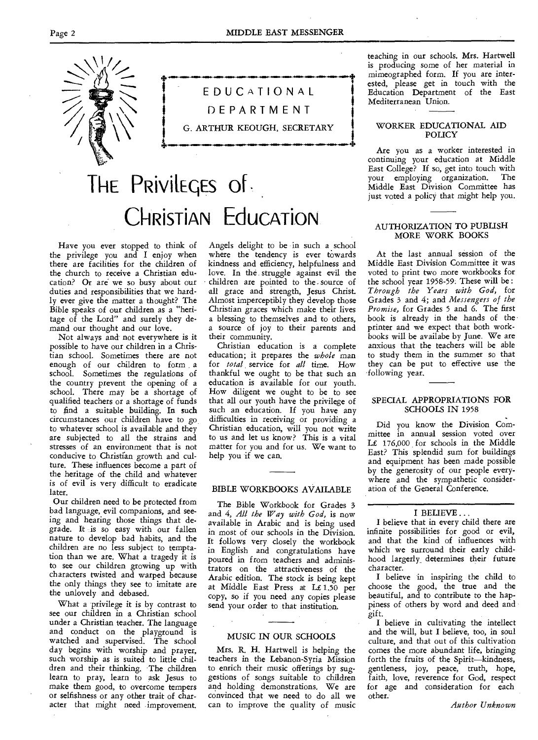## EDUCATIONAL DEPARTMENT

G. ARTHUR KEOUGH, SECRETARY

# The Privileges of Christian Education

Have you ever stopped to think of the privilege you and I enjoy when there are facilities for the children of the church to receive a Christian education? Or are we so busy about our duties and responsibilities that we hardly ever give the matter a thought? The Bible speaks of our children as a "heritage of the Lord" and surely they demand our thought and our love.

Not always and not everywhere is it possible to have our children in a Christian school. Sometimes there are not enough of our children to form a school. Sometimes the regulations of the country prevent the opening of a school. There may be a shortage of qualified teachers or a shortage of funds to find a suitable building. In such circumstances our children have to go to whatever school is available and they are subjected to all the strains and stresses of an environment that is not conducive to Christian growth and culture. These influences become a part of the heritage of the child and whatever is of evil is very difficult to eradicate later.

Our children need to be protected from bad language, evil companions, and seeing and hearing those things that degrade. It is so easy with our fallen nature to develop bad habits, and the children are no less subject to temptation than we are. What a tragedy it is to see our children growing up with characters twisted and warped because the only things they see to imitate are the unlovely and debased.

What a privilege it is by contrast to see our children in a Christian school under a Christian teacher. The language and conduct on the playground is watched and supervised. The school day begins with worship and prayer, such worship as is suited to little children and their thinking. The children learn to pray, learn to ask Jesus to make them good, to overcome tempers or selfishness or any other trait of character that might need improvement. Angels delight to be in such a school where the tendency is ever towards kindness and efficiency, helpfulness and love. In the struggle against evil the children are pointed to the source of all grace and strength, Jesus Christ. Almost imperceptibly they develop those Christian graces which make their lives a blessing to themselves and to others, a source of joy to their parents and their community.

Christian education is a complete education; it prepares the *whole* man for *total* service for *all* time. How thankful we ought to be that such an education is available for our youth. How diligent we ought to be to see that all our youth have the privilege of such an education. If you have any difficulties in receiving or providing a Christian education, will you not write to us and let us know? This is a vital matter for you and for us. We want to help you if we can.

### BIBLE WORKBOOKS AVAILABLE

The Bible Workbook for Grades 3 and 4, *All the Way with God*, is now available in Arabic and is being used in most of our schools in the Division. It follows very closely the workbook in English and congratulations have poured in from teachers and administrators on the attractiveness of the Arabic edition. The stock is being kept at Middle East Press at L£ 1.50 per copy, so if you need any copies please send your order to that institution.

### MUSIC IN OUR SCHOOLS

Mrs. R. H. Hartwell is helping the teachers in the Lebanon-Syria Mission to enrich their music offerings by suggestions of songs suitable to children and holding demonstrations. We are convinced that we need to do all we can to improve the quality of music teaching in our schools. Mrs. Hartwell is producing some of her material in mimeographed form. If you are interested, please get in touch with the Education Department of the East Mediterranean Union.

### WORKER EDUCATIONAL AID POLICY

Are you as a worker interested in continuing your education at Middle East College? If so, get into touch with your employing organization. The Middle East Division Committee has just voted a policy that might help you.

### AUTHORIZATION TO PUBLISH MORE WORK BOOKS

At the last annual session of the Middle East Division Committee it was voted to print two more workbooks for the school year 1958-59. These will be: *Through the Years with God*, for Grades 3 and 4; and *Messengers of the Promise*, for Grades 5 and 6. The first book is already in the hands of the printer and we expect that both workbooks will be availabe by June. We are anxious that the teachers will be able to study them in the summer so that they can be put to effective use the following year.

### SPECIAL APPROPRIATIONS FOR SCHOOLS IN 1958

Did you know the Division Committee in annual session voted over L£ 176,000 for schools in the Middle East? This splendid sum for buildings and equipment has been made possible by the generosity of our people everywhere and the sympathetic consideration of the General Conference.

### I BELIEVE . . .

I believe that in every child there are infinite possibilities for good or evil, and that the kind of influences with which we surround their early childhood largely determines their future character.

I believe in inspiring the child to choose the good, the true and the beautiful, and to contribute to the happiness of others by word and deed and gift.

I believe in cultivating the intellect and the will, but I believe, too, in soul culture, and that out of this cultivation comes the more abundant life, bringing forth the fruits of the Spirit—kindness, gentleness, joy, peace, truth, hope, faith, love, reverence for God, respect for age and consideration for each other.

*Author Unknown*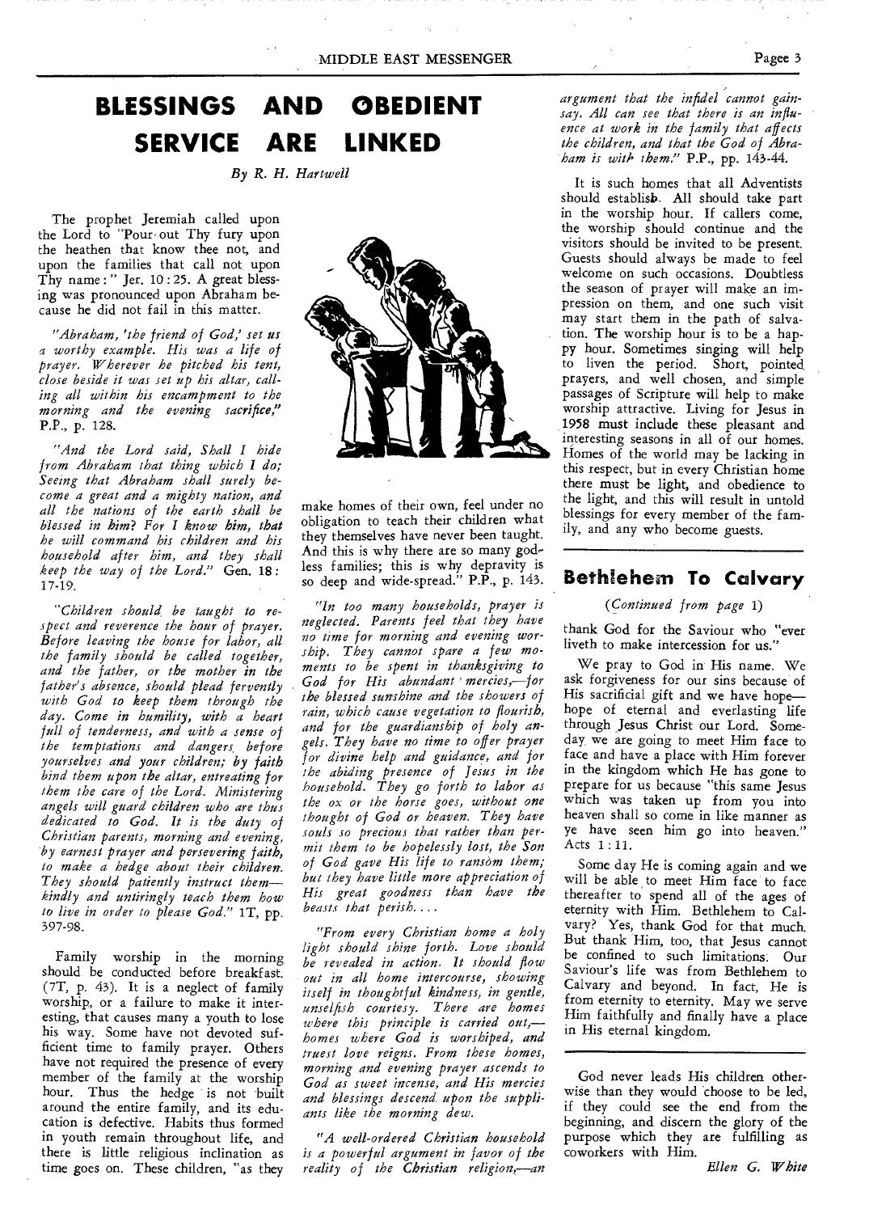# BLESSINGS AND OBEDIENT SERVICE ARE LINKED

*By R. H. Hartwell*

The prophet Jeremiah called upon the Lord to "Pour out Thy fury upon the heathen that know thee not, and upon the families that call not upon Thy name:" Jer. 10:25. A great blessing was pronounced upon Abraham because he did not fail in this matter.

*"Abraham, 'the friend of God,' set us a worthy example. His was a life of prayer. Wherever he pitched his tent, close beside it was set up his altar, calling all within his encampment to the morning and the evening sacrifice,"* P.P., p. 128.

*"And the Lord said, Shall I hide from Abraham that thing which I do; Seeing that Abraham shall surely become a great and a mighty nation, and all the nations of the earth shall be blessed in him? For I know him, that he will command his children and his household after him, and they shall keep the way of the Lord."* Gen. 18:17-19.

*"Children should be taught to respect and reverence the hour of prayer. Before leaving the house for labor, all the family should be called together, and the father, or the mother in the father's absence, should plead fervently with God to keep them through the day. Come in humility, with a heart full of tenderness, and with a sense of the temptations and dangers before yourselves and your children; by faith bind them upon the altar, entreating for them the care of the Lord. Ministering angels will guard children who are thus dedicated to God. It is the duty of Christian parents, morning and evening, by earnest prayer and persevering faith, to make a hedge about their children. They should patiently instruct them—kindly and untiringly teach them how to live in order to please God."* 1T, pp. 397-98.

Family worship in the morning should be conducted before breakfast. (7T, p. 43). It is a neglect of family worship, or a failure to make it interesting, that causes many a youth to lose his way. Some have not devoted sufficient time to family prayer. Others have not required the presence of every member of the family at the worship hour. Thus the hedge is not built around the entire family, and its education is defective. Habits thus formed in youth remain throughout life, and there is little religious inclination as time goes on. These children, "as they make homes of their own, feel under no obligation to teach their children what they themselves have never been taught. And this is why there are so many godless families; this is why depravity is so deep and wide-spread." P.P., p. 143.

*"In too many households, prayer is neglected. Parents feel that they have no time for morning and evening worship. They cannot spare a few moments to be spent in thanksgiving to God for His abundant mercies,—for the blessed sunshine and the showers of rain, which cause vegetation to flourish, and for the guardianship of holy angels. They have no time to offer prayer for divine help and guidance, and for the abiding presence of Jesus in the household. They go forth to labor as the ox or the horse goes, without one thought of God or heaven. They have souls so precious that rather than permit them to be hopelessly lost, the Son of God gave His life to ransom them; but they have little more appreciation of His great goodness than have the beasts that perish....*

*"From every Christian home a holy light should shine forth. Love should be revealed in action. It should flow out in all home intercourse, showing itself in thoughtful kindness, in gentle, unselfish courtesy. There are homes where this principle is carried out,—homes where God is worshiped, and truest love reigns. From these homes, morning and evening prayer ascends to God as sweet incense, and His mercies and blessings descend upon the suppliants like the morning dew.*

*"A well-ordered Christian household is a powerful argument in favor of the reality of the Christian religion,—an argument that the infidel cannot gainsay. All can see that there is an influence at work in the family that affects the children, and that the God of Abraham is with them."* P.P., pp. 143-44.

It is such homes that all Adventists should establish. All should take part in the worship hour. If callers come, the worship should continue and the visitors should be invited to be present. Guests should always be made to feel welcome on such occasions. Doubtless the season of prayer will make an impression on them, and one such visit may start them in the path of salvation. The worship hour is to be a happy hour. Sometimes singing will help to liven the period. Short, pointed prayers, and well chosen, and simple passages of Scripture will help to make worship attractive. Living for Jesus in 1958 must include these pleasant and interesting seasons in all of our homes. Homes of the world may be lacking in this respect, but in every Christian home there must be light, and obedience to the light, and this will result in untold blessings for every member of the family, and any who become guests.

---

## Bethlehem To Calvary

*(Continued from page 1)*

thank God for the Saviour who "ever liveth to make intercession for us."

We pray to God in His name. We ask forgiveness for our sins because of His sacrificial gift and we have hope—hope of eternal and everlasting life through Jesus Christ our Lord. Someday we are going to meet Him face to face and have a place with Him forever in the kingdom which He has gone to prepare for us because "this same Jesus which was taken up from you into heaven shall so come in like manner as ye have seen him go into heaven." Acts 1:11.

Some day He is coming again and we will be able to meet Him face to face thereafter to spend all of the ages of eternity with Him. Bethlehem to Calvary? Yes, thank God for that much. But thank Him, too, that Jesus cannot be confined to such limitations. Our Saviour's life was from Bethlehem to Calvary and beyond. In fact, He is from eternity to eternity. May we serve Him faithfully and finally have a place in His eternal kingdom.

---

God never leads His children otherwise than they would choose to be led, if they could see the end from the beginning, and discern the glory of the purpose which they are fulfilling as coworkers with Him.

*Ellen G. White*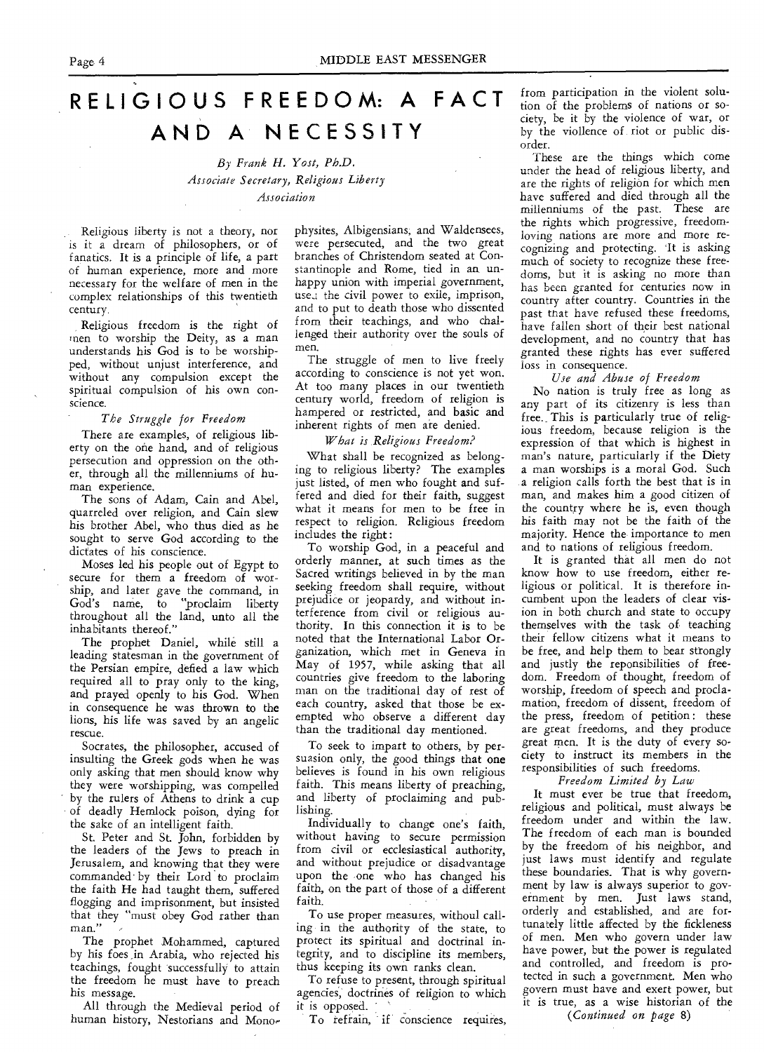# RELIGIOUS FREEDOM: A FACT AND A NECESSITY

*By Frank H. Yost, Ph.D.*
*Associate Secretary, Religious Liberty Association*

Religious liberty is not a theory, nor is it a dream of philosophers, or of fanatics. It is a principle of life, a part of human experience, more and more necessary for the welfare of men in the complex relationships of this twentieth century.

Religious freedom is the right of men to worship the Deity, as a man understands his God is to be worshipped, without unjust interference, and without any compulsion except the spiritual compulsion of his own conscience.

### *The Struggle for Freedom*

There are examples, of religious liberty on the one hand, and of religious persecution and oppression on the other, through all the millenniums of human experience.

The sons of Adam, Cain and Abel, quarreled over religion, and Cain slew his brother Abel, who thus died as he sought to serve God according to the dictates of his conscience.

Moses led his people out of Egypt to secure for them a freedom of worship, and later gave the command, in God's name, to "proclaim liberty throughout all the land, unto all the inhabitants thereof."

The prophet Daniel, while still a leading statesman in the government of the Persian empire, defied a law which required all to pray only to the king, and prayed openly to his God. When in consequence he was thrown to the lions, his life was saved by an angelic rescue.

Socrates, the philosopher, accused of insulting the Greek gods when he was only asking that men should know why they were worshipping, was compelled by the rulers of Athens to drink a cup of deadly Hemlock poison, dying for the sake of an intelligent faith.

St. Peter and St. John, forbidden by the leaders of the Jews to preach in Jerusalem, and knowing that they were commanded by their Lord to proclaim the faith He had taught them, suffered flogging and imprisonment, but insisted that they "must obey God rather than man."

The prophet Mohammed, captured by his foes in Arabia, who rejected his teachings, fought successfully to attain the freedom he must have to preach his message.

All through the Medieval period of human history, Nestorians and Monophysites, Albigensians, and Waldensees, were persecuted, and the two great branches of Christendom seated at Constantinople and Rome, tied in an unhappy union with imperial government, used the civil power to exile, imprison, and to put to death those who dissented from their teachings, and who challenged their authority over the souls of men.

The struggle of men to live freely according to conscience is not yet won. At too many places in our twentieth century world, freedom of religion is hampered or restricted, and basic and inherent rights of men are denied.

### *What is Religious Freedom?*

What shall be recognized as belonging to religious liberty? The examples just listed, of men who fought and suffered and died for their faith, suggest what it means for men to be free in respect to religion. Religious freedom includes the right:

To worship God, in a peaceful and orderly manner, at such times as the Sacred writings believed in by the man seeking freedom shall require, without prejudice or jeopardy, and without interference from civil or religious authority. In this connection it is to be noted that the International Labor Organization, which met in Geneva in May of 1957, while asking that all countries give freedom to the laboring man on the traditional day of rest of each country, asked that those be exempted who observe a different day than the traditional day mentioned.

To seek to impart to others, by persuasion only, the good things that one believes is found in his own religious faith. This means liberty of preaching, and liberty of proclaiming and publishing.

Individually to change one's faith, without having to secure permission from civil or ecclesiastical authority, and without prejudice or disadvantage upon the one who has changed his faith, on the part of those of a different faith.

To use proper measures, withoul calling in the authority of the state, to protect its spiritual and doctrinal integrity, and to discipline its members, thus keeping its own ranks clean.

To refuse to present, through spiritual agencies, doctrines of religion to which it is opposed.

To refrain, if conscience requires, from participation in the violent solution of the problems of nations or society, be it by the violence of war, or by the viollence of riot or public disorder.

These are the things which come under the head of religious liberty, and are the rights of religion for which men have suffered and died through all the millenniums of the past. These are the rights which progressive, freedom-loving nations are more and more recognizing and protecting. It is asking much of society to recognize these freedoms, but it is asking no more than has been granted for centuries now in country after country. Countries in the past that have refused these freedoms, have fallen short of their best national development, and no country that has granted these rights has ever suffered loss in consequence.

### *Use and Abuse of Freedom*

No nation is truly free as long as any part of its citizenry is less than free. This is particularly true of religious freedom, because religion is the expression of that which is highest in man's nature, particularly if the Diety a man worships is a moral God. Such a religion calls forth the best that is in man, and makes him a good citizen of the country where he is, even though his faith may not be the faith of the majority. Hence the importance to men and to nations of religious freedom.

It is granted that all men do not know how to use freedom, either religious or political. It is therefore incumbent upon the leaders of clear vision in both church and state to occupy themselves with the task of teaching their fellow citizens what it means to be free, and help them to bear strongly and justly the reponsibilities of freedom. Freedom of thought, freedom of worship, freedom of speech and proclamation, freedom of dissent, freedom of the press, freedom of petition: these are great freedoms, and they produce great men. It is the duty of every society to instruct its members in the responsibilities of such freedoms.

### *Freedom Limited by Law*

It must ever be true that freedom, religious and political, must always be freedom under and within the law. The freedom of each man is bounded by the freedom of his neighbor, and just laws must identify and regulate these boundaries. That is why government by law is always superior to government by men. Just laws stand, orderly and established, and are fortunately little affected by the fickleness of men. Men who govern under law have power, but the power is regulated and controlled, and freedom is protected in such a government. Men who govern must have and exert power, but it is true, as a wise historian of the

*(Continued on page 8)*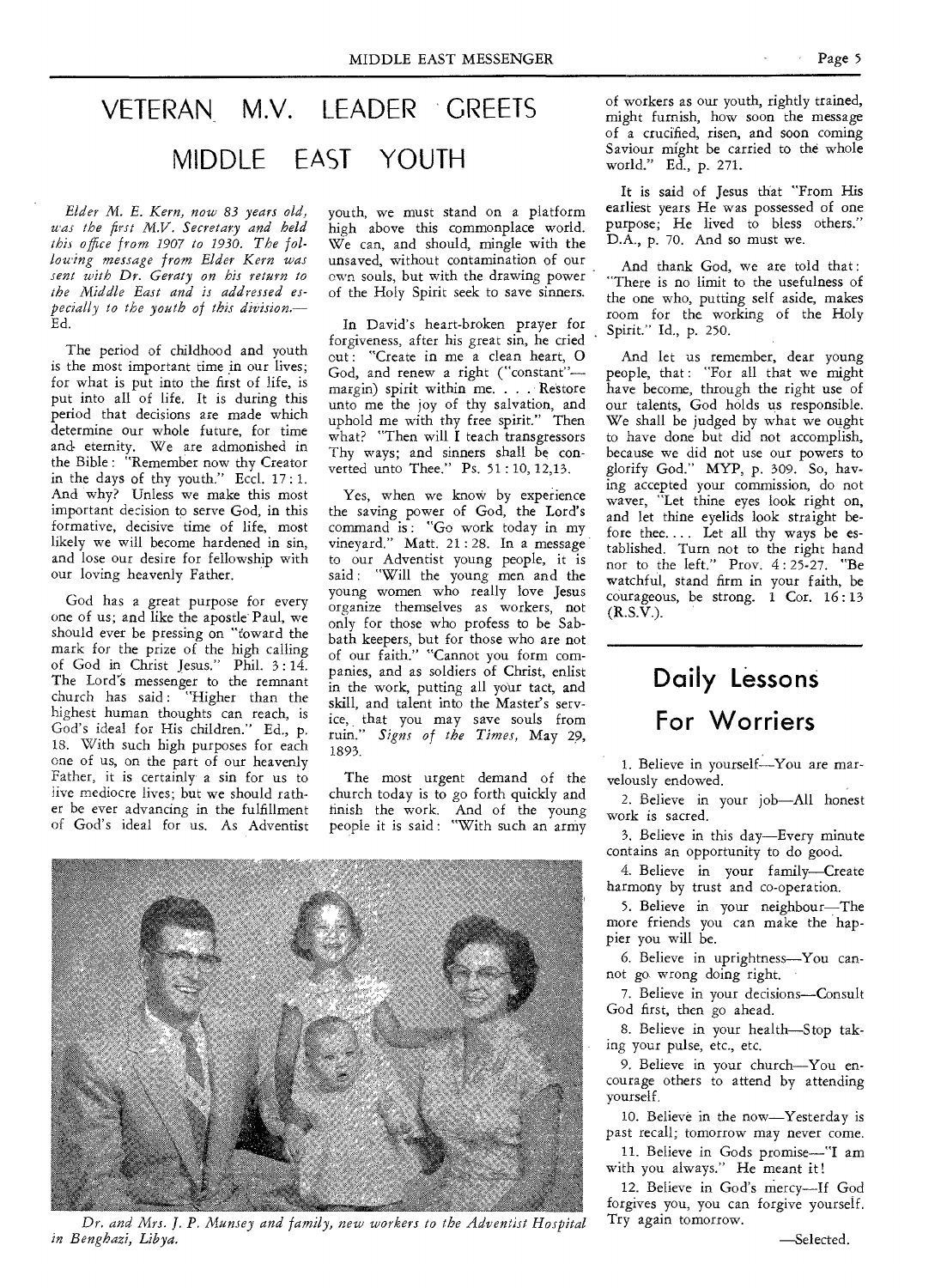# VETERAN M.V. LEADER GREETS MIDDLE EAST YOUTH

*Elder M. E. Kern, now 83 years old, was the first M.V. Secretary and held this office from 1907 to 1930. The following message from Elder Kern was sent with Dr. Geraty on his return to the Middle East and is addressed especially to the youth of this division.*—Ed.

The period of childhood and youth is the most important time in our lives; for what is put into the first of life, is put into all of life. It is during this period that decisions are made which determine our whole future, for time and eternity. We are admonished in the Bible: "Remember now thy Creator in the days of thy youth." Eccl. 17:1. And why? Unless we make this most important decision to serve God, in this formative, decisive time of life, most likely we will become hardened in sin, and lose our desire for fellowship with our loving heavenly Father.

God has a great purpose for every one of us; and like the apostle Paul, we should ever be pressing on "toward the mark for the prize of the high calling of God in Christ Jesus." Phil. 3:14. The Lord's messenger to the remnant church has said: "Higher than the highest human thoughts can reach, is God's ideal for His children." Ed., p. 18. With such high purposes for each one of us, on the part of our heavenly Father, it is certainly a sin for us to live mediocre lives; but we should rather be ever advancing in the fulfillment of God's ideal for us. As Adventist youth, we must stand on a platform high above this commonplace world. We can, and should, mingle with the unsaved, without contamination of our own souls, but with the drawing power of the Holy Spirit seek to save sinners.

In David's heart-broken prayer for forgiveness, after his great sin, he cried out: "Create in me a clean heart, O God, and renew a right ("constant"—margin) spirit within me. . . . Restore unto me the joy of thy salvation, and uphold me with thy free spirit." Then what? "Then will I teach transgressors Thy ways; and sinners shall be converted unto Thee." Ps. 51:10, 12,13.

Yes, when we know by experience the saving power of God, the Lord's command is: "Go work today in my vineyard." Matt. 21:28. In a message to our Adventist young people, it is said: "Will the young men and the young women who really love Jesus organize themselves as workers, not only for those who profess to be Sabbath keepers, but for those who are not of our faith." "Cannot you form companies, and as soldiers of Christ, enlist in the work, putting all your tact, and skill, and talent into the Master's service, that you may save souls from ruin." *Signs of the Times,* May 29, 1893.

The most urgent demand of the church today is to go forth quickly and finish the work. And of the young people it is said: "With such an army of workers as our youth, rightly trained, might furnish, how soon the message of a crucified, risen, and soon coming Saviour might be carried to the whole world." Ed., p. 271.

It is said of Jesus that "From His earliest years He was possessed of one purpose; He lived to bless others." D.A., p. 70. And so must we.

And thank God, we are told that: "There is no limit to the usefulness of the one who, putting self aside, makes room for the working of the Holy Spirit." Id., p. 250.

And let us remember, dear young people, that: "For all that we might have become, through the right use of our talents, God holds us responsible. We shall be judged by what we ought to have done but did not accomplish, because we did not use our powers to glorify God." MYP, p. 309. So, having accepted your commission, do not waver, "Let thine eyes look right on, and let thine eyelids look straight before thee.... Let all thy ways be established. Turn not to the right hand nor to the left." Prov. 4:25-27. "Be watchful, stand firm in your faith, be courageous, be strong. 1 Cor. 16:13 (R.S.V.).

*Dr. and Mrs. J. P. Munsey and family, new workers to the Adventist Hospital in Benghazi, Libya.*

# Daily Lessons For Worriers

1. Believe in yourself—You are marvelously endowed.
2. Believe in your job—All honest work is sacred.
3. Believe in this day—Every minute contains an opportunity to do good.
4. Believe in your family—Create harmony by trust and co-operation.
5. Believe in your neighbour—The more friends you can make the happier you will be.
6. Believe in uprightness—You cannot go wrong doing right.
7. Believe in your decisions—Consult God first, then go ahead.
8. Believe in your health—Stop taking your pulse, etc., etc.
9. Believe in your church—You encourage others to attend by attending yourself.
10. Believe in the now—Yesterday is past recall; tomorrow may never come.
11. Believe in Gods promise—"I am with you always." He meant it!
12. Believe in God's mercy—If God forgives you, you can forgive yourself. Try again tomorrow.

—Selected.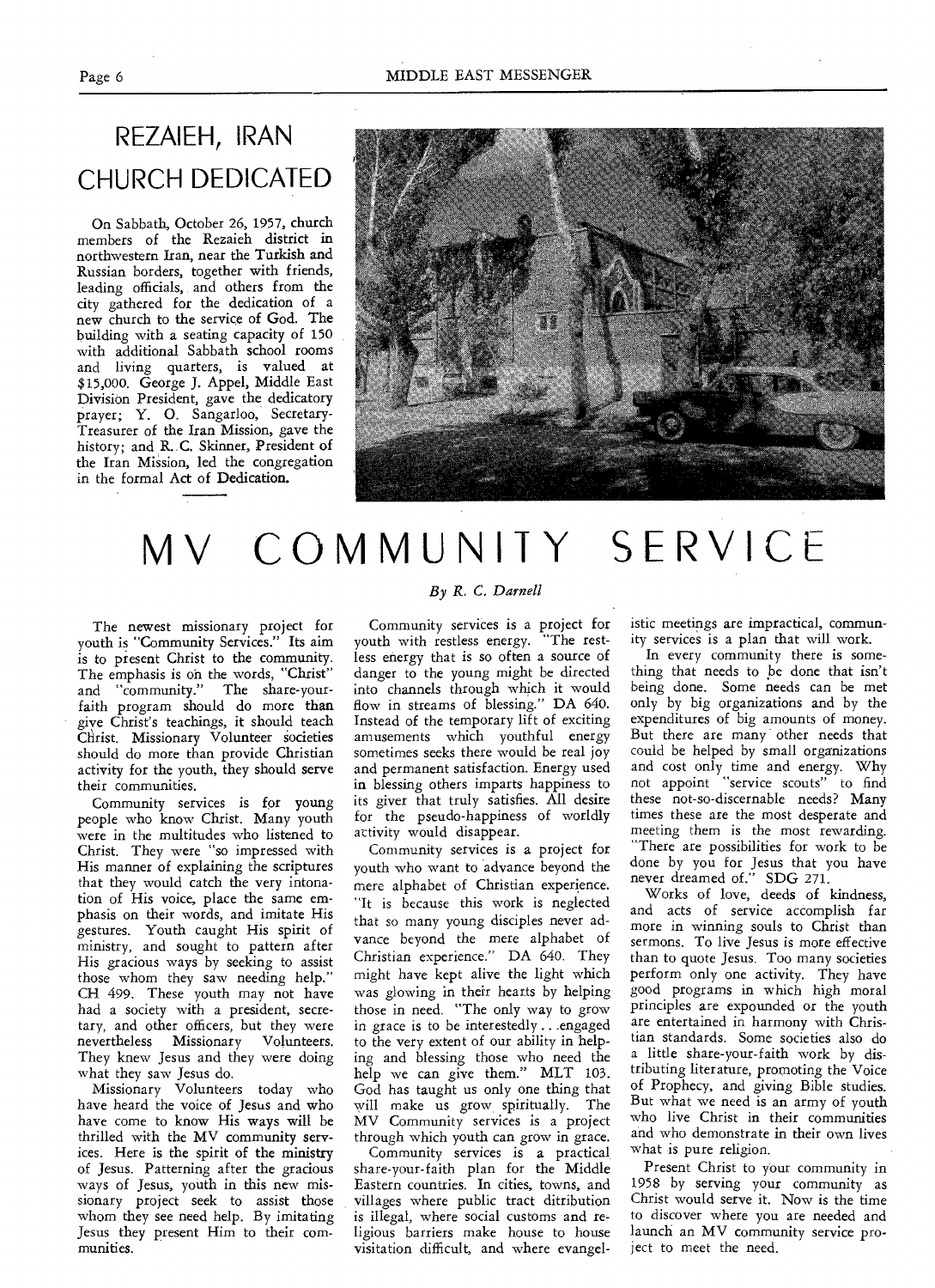## REZAIEH, IRAN CHURCH DEDICATED

On Sabbath, October 26, 1957, church members of the Rezaieh district in northwestern Iran, near the Turkish and Russian borders, together with friends, leading officials, and others from the city gathered for the dedication of a new church to the service of God. The building with a seating capacity of 150 with additional Sabbath school rooms and living quarters, is valued at $15,000. George J. Appel, Middle East Division President, gave the dedicatory prayer; Y. O. Sangarloo, Secretary-Treasurer of the Iran Mission, gave the history; and R. C. Skinner, President of the Iran Mission, led the congregation in the formal Act of Dedication.

# MV COMMUNITY SERVICE

*By R. C. Darnell*

The newest missionary project for youth is "Community Services." Its aim is to present Christ to the community. The emphasis is on the words, "Christ" and "community." The share-your-faith program should do more than give Christ's teachings, it should teach Christ. Missionary Volunteer societies should do more than provide Christian activity for the youth, they should serve their communities.

Community services is for young people who know Christ. Many youth were in the multitudes who listened to Christ. They were "so impressed with His manner of explaining the scriptures that they would catch the very intonation of His voice, place the same emphasis on their words, and imitate His gestures. Youth caught His spirit of ministry, and sought to pattern after His gracious ways by seeking to assist those whom they saw needing help." CH 499. These youth may not have had a society with a president, secretary, and other officers, but they were nevertheless Missionary Volunteers. They knew Jesus and they were doing what they saw Jesus do.

Missionary Volunteers today who have heard the voice of Jesus and who have come to know His ways will be thrilled with the MV community services. Here is the spirit of the ministry of Jesus. Patterning after the gracious ways of Jesus, youth in this new missionary project seek to assist those whom they see need help. By imitating Jesus they present Him to their communities.

Community services is a project for youth with restless energy. "The restless energy that is so often a source of danger to the young might be directed into channels through which it would flow in streams of blessing." DA 640. Instead of the temporary lift of exciting amusements which youthful energy sometimes seeks there would be real joy and permanent satisfaction. Energy used in blessing others imparts happiness to its giver that truly satisfies. All desire for the pseudo-happiness of worldly activity would disappear.

Community services is a project for youth who want to advance beyond the mere alphabet of Christian experience. "It is because this work is neglected that so many young disciples never advance beyond the mere alphabet of Christian experience." DA 640. They might have kept alive the light which was glowing in their hearts by helping those in need. "The only way to grow in grace is to be interestedly . . .engaged to the very extent of our ability in helping and blessing those who need the help we can give them." MLT 103. God has taught us only one thing that will make us grow spiritually. The MV Community services is a project through which youth can grow in grace.

Community services is a practical share-your-faith plan for the Middle Eastern countries. In cities, towns, and villages where public tract ditribution is illegal, where social customs and religious barriers make house to house visitation difficult, and where evangelistic meetings are impractical, community services is a plan that will work.

In every community there is something that needs to be done that isn't being done. Some needs can be met only by big organizations and by the expenditures of big amounts of money. But there are many other needs that could be helped by small organizations and cost only time and energy. Why not appoint "service scouts" to find these not-so-discernable needs? Many times these are the most desperate and meeting them is the most rewarding. "There are possibilities for work to be done by you for Jesus that you have never dreamed of." SDG 271.

Works of love, deeds of kindness, and acts of service accomplish far more in winning souls to Christ than sermons. To live Jesus is more effective than to quote Jesus. Too many societies perform only one activity. They have good programs in which high moral principles are expounded or the youth are entertained in harmony with Christian standards. Some societies also do a little share-your-faith work by distributing literature, promoting the Voice of Prophecy, and giving Bible studies. But what we need is an army of youth who live Christ in their communities and who demonstrate in their own lives what is pure religion.

Present Christ to your community in 1958 by serving your community as Christ would serve it. Now is the time to discover where you are needed and launch an MV community service project to meet the need.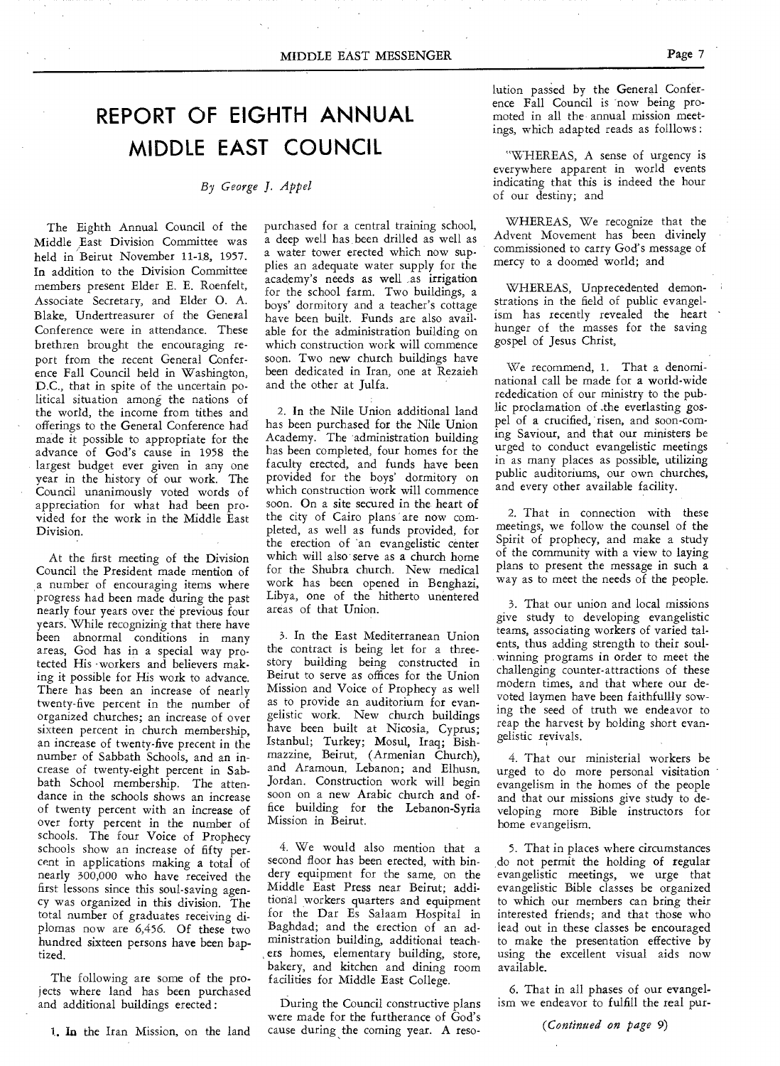# REPORT OF EIGHTH ANNUAL MIDDLE EAST COUNCIL

*By George J. Appel*

The Eighth Annual Council of the Middle East Division Committee was held in Beirut November 11-18, 1957. In addition to the Division Committee members present Elder E. E. Roenfelt, Associate Secretary, and Elder O. A. Blake, Undertreasurer of the General Conference were in attendance. These brethren brought the encouraging report from the recent General Conference Fall Council held in Washington, D.C., that in spite of the uncertain political situation among the nations of the world, the income from tithes and offerings to the General Conference had made it possible to appropriate for the advance of God's cause in 1958 the largest budget ever given in any one year in the history of our work. The Council unanimously voted words of appreciation for what had been provided for the work in the Middle East Division.

At the first meeting of the Division Council the President made mention of a number of encouraging items where progress had been made during the past nearly four years over the previous four years. While recognizing that there have been abnormal conditions in many areas, God has in a special way protected His workers and believers making it possible for His work to advance. There has been an increase of nearly twenty-five percent in the number of organized churches; an increase of over sixteen percent in church membership, an increase of twenty-five precent in the number of Sabbath Schools, and an increase of twenty-eight percent in Sabbath School membership. The attendance in the schools shows an increase of twenty percent with an increase of over forty percent in the number of schools. The four Voice of Prophecy schools show an increase of fifty percent in applications making a total of nearly 300,000 who have received the first lessons since this soul-saving agency was organized in this division. The total number of graduates receiving diplomas now are 6,456. Of these two hundred sixteen persons have been baptized.

The following are some of the projects where land has been purchased and additional buildings erected:

1. In the Iran Mission, on the land purchased for a central training school, a deep well has been drilled as well as a water tower erected which now supplies an adequate water supply for the academy's needs as well as irrigation for the school farm. Two buildings, a boys' dormitory and a teacher's cottage have been built. Funds are also available for the administration building on which construction work will commence soon. Two new church buildings have been dedicated in Iran, one at Rezaieh and the other at Julfa.

2. In the Nile Union additional land has been purchased for the Nile Union Academy. The administration building has been completed, four homes for the faculty erected, and funds have been provided for the boys' dormitory on which construction work will commence soon. On a site secured in the heart of the city of Cairo plans are now completed, as well as funds provided, for the erection of an evangelistic center which will also serve as a church home for the Shubra church. New medical work has been opened in Benghazi, Libya, one of the hitherto unentered areas of that Union.

3. In the East Mediterranean Union the contract is being let for a three-story building being constructed in Beirut to serve as offices for the Union Mission and Voice of Prophecy as well as to provide an auditorium for evangelistic work. New church buildings have been built at Nicosia, Cyprus; Istanbul; Turkey; Mosul, Iraq; Bishmazzine, Beirut, (Armenian Church), and Aramoun, Lebanon; and Elhusn, Jordan. Construction work will begin soon on a new Arabic church and office building for the Lebanon-Syria Mission in Beirut.

4. We would also mention that a second floor has been erected, with bindery equipment for the same, on the Middle East Press near Beirut; additional workers quarters and equipment for the Dar Es Salaam Hospital in Baghdad; and the erection of an administration building, additional teachers homes, elementary building, store, bakery, and kitchen and dining room facilities for Middle East College.

During the Council constructive plans were made for the furtherance of God's cause during the coming year. A resolution passed by the General Conference Fall Council is now being promoted in all the annual mission meetings, which adapted reads as folllows:

"WHEREAS, A sense of urgency is everywhere apparent in world events indicating that this is indeed the hour of our destiny; and

WHEREAS, We recognize that the Advent Movement has been divinely commissioned to carry God's message of mercy to a doomed world; and

WHEREAS, Unprecedented demonstrations in the field of public evangelism has recently revealed the heart hunger of the masses for the saving gospel of Jesus Christ,

We recommend, 1. That a denominational call be made for a world-wide rededication of our ministry to the public proclamation of the everlasting gospel of a crucified, risen, and soon-coming Saviour, and that our ministers be urged to conduct evangelistic meetings in as many places as possible, utilizing public auditoriums, our own churches, and every other available facility.

2. That in connection with these meetings, we follow the counsel of the Spirit of prophecy, and make a study of the community with a view to laying plans to present the message in such a way as to meet the needs of the people.

3. That our union and local missions give study to developing evangelistic teams, associating workers of varied talents, thus adding strength to their soul-winning programs in order to meet the challenging counter-attractions of these modern times, and that where our devoted laymen have been faithfullly sowing the seed of truth we endeavor to reap the harvest by holding short evangelistic revivals.

4. That our ministerial workers be urged to do more personal visitation evangelism in the homes of the people and that our missions give study to developing more Bible instructors for home evangelism.

5. That in places where circumstances do not permit the holding of regular evangelistic meetings, we urge that evangelistic Bible classes be organized to which our members can bring their interested friends; and that those who lead out in these classes be encouraged to make the presentation effective by using the excellent visual aids now available.

6. That in all phases of our evangelism we endeavor to fulfill the real pur-

*(Continued on page 9)*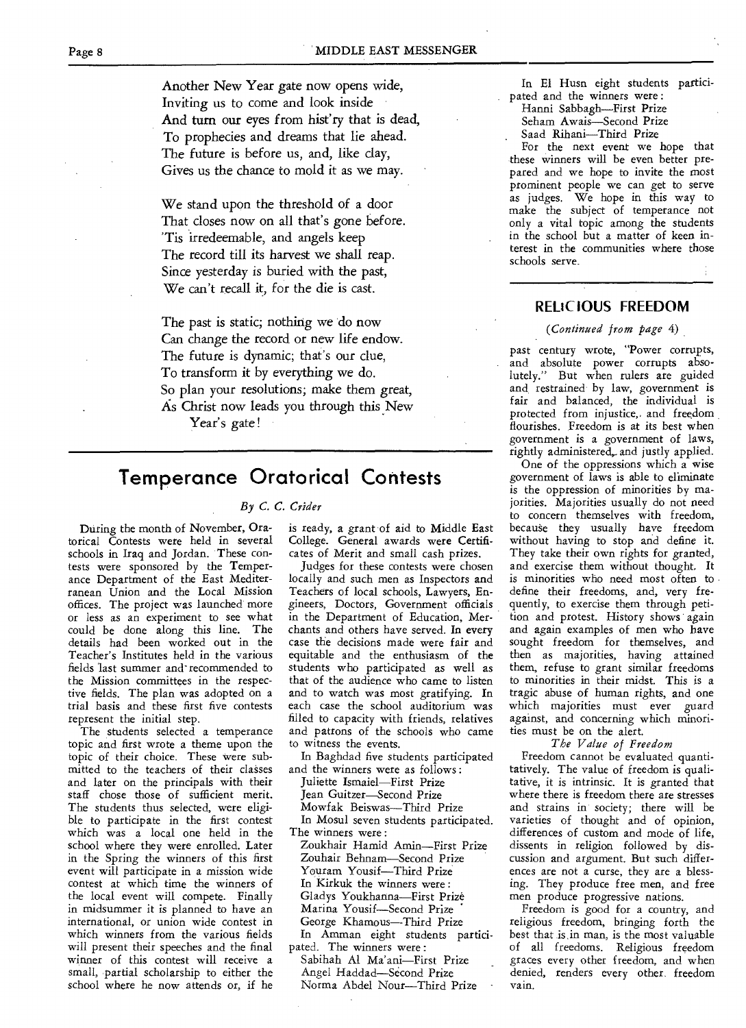Another New Year gate now opens wide,
Inviting us to come and look inside
And turn our eyes from hist'ry that is dead,
To prophecies and dreams that lie ahead.
The future is before us, and, like clay,
Gives us the chance to mold it as we may.

We stand upon the threshold of a door
That closes now on all that's gone before.
'Tis irredeemable, and angels keep
The record till its harvest we shall reap.
Since yesterday is buried with the past,
We can't recall it, for the die is cast.

The past is static; nothing we do now
Can change the record or new life endow.
The future is dynamic; that's our clue,
To transform it by everything we do.
So plan your resolutions; make them great,
As Christ now leads you through this New
Year's gate!

## Temperance Oratorical Contests

*By C. C. Crider*

During the month of November, Oratorical Contests were held in several schools in Iraq and Jordan. These contests were sponsored by the Temperance Department of the East Mediterranean Union and the Local Mission offices. The project was launched more or less as an experiment to see what could be done along this line. The details had been worked out in the Teacher's Institutes held in the various fields last summer and recommended to the Mission committees in the respective fields. The plan was adopted on a trial basis and these first five contests represent the initial step.

The students selected a temperance topic and first wrote a theme upon the topic of their choice. These were submitted to the teachers of their classes and later on the principals with their staff chose those of sufficient merit. The students thus selected, were eligible to participate in the first contest which was a local one held in the school where they were enrolled. Later in the Spring the winners of this first event will participate in a mission wide contest at which time the winners of the local event will compete. Finally in midsummer it is planned to have an international, or union wide contest in which winners from the various fields will present their speeches and the final winner of this contest will receive a small, partial scholarship to either the school where he now attends or, if he is ready, a grant of aid to Middle East College. General awards were Certificates of Merit and small cash prizes.

Judges for these contests were chosen locally and such men as Inspectors and Teachers of local schools, Lawyers, Engineers, Doctors, Government officials in the Department of Education, Merchants and others have served. In every case the decisions made were fair and equitable and the enthusiasm of the students who participated as well as that of the audience who came to listen and to watch was most gratifying. In each case the school auditorium was filled to capacity with friends, relatives and patrons of the schools who came to witness the events.

In Baghdad five students participated and the winners were as follows:

Juliette Ismaiel—First Prize
Jean Guitzer—Second Prize
Mowfak Beiswas—Third Prize

In Mosul seven students participated. The winners were:

Zoukhair Hamid Amin—First Prize
Zouhair Behnam—Second Prize
Youram Yousif—Third Prize

In Kirkuk the winners were:

Gladys Youkhanna—First Prize
Marina Yousif—Second Prize
George Khamous—Third Prize

In Amman eight students participated. The winners were:

Sabihah Al Ma'ani—First Prize
Angel Haddad—Second Prize
Norma Abdel Nour—Third Prize

In El Husn eight students participated and the winners were:

Hanni Sabbagh—First Prize
Seham Awais—Second Prize
Saad Rihani—Third Prize

For the next event we hope that these winners will be even better prepared and we hope to invite the most prominent people we can get to serve as judges. We hope in this way to make the subject of temperance not only a vital topic among the students in the school but a matter of keen interest in the communities where those schools serve.

## RELIGIOUS FREEDOM

*(Continued from page 4)*

past century wrote, "Power corrupts, and absolute power corrupts absolutely." But when rulers are guided and restrained by law, government is fair and balanced, the individual is protected from injustice, and freedom flourishes. Freedom is at its best when government is a government of laws, rightly administered, and justly applied.

One of the oppressions which a wise government of laws is able to eliminate is the oppression of minorities by majorities. Majorities usually do not need to concern themselves with freedom, because they usually have freedom without having to stop and define it. They take their own rights for granted, and exercise them without thought. It is minorities who need most often to define their freedoms, and, very frequently, to exercise them through petition and protest. History shows again and again examples of men who have sought freedom for themselves, and then as majorities, having attained them, refuse to grant similar freedoms to minorities in their midst. This is a tragic abuse of human rights, and one which majorities must ever guard against, and concerning which minorities must be on the alert.

*The Value of Freedom*

Freedom cannot be evaluated quantitatively. The value of freedom is qualitative, it is intrinsic. It is granted that where there is freedom there are stresses and strains in society; there will be varieties of thought and of opinion, differences of custom and mode of life, dissents in religion followed by discussion and argument. But such differences are not a curse, they are a blessing. They produce free men, and free men produce progressive nations.

Freedom is good for a country, and religious freedom, bringing forth the best that is in man, is the most valuable of all freedoms. Religious freedom graces every other freedom, and when denied, renders every other freedom vain.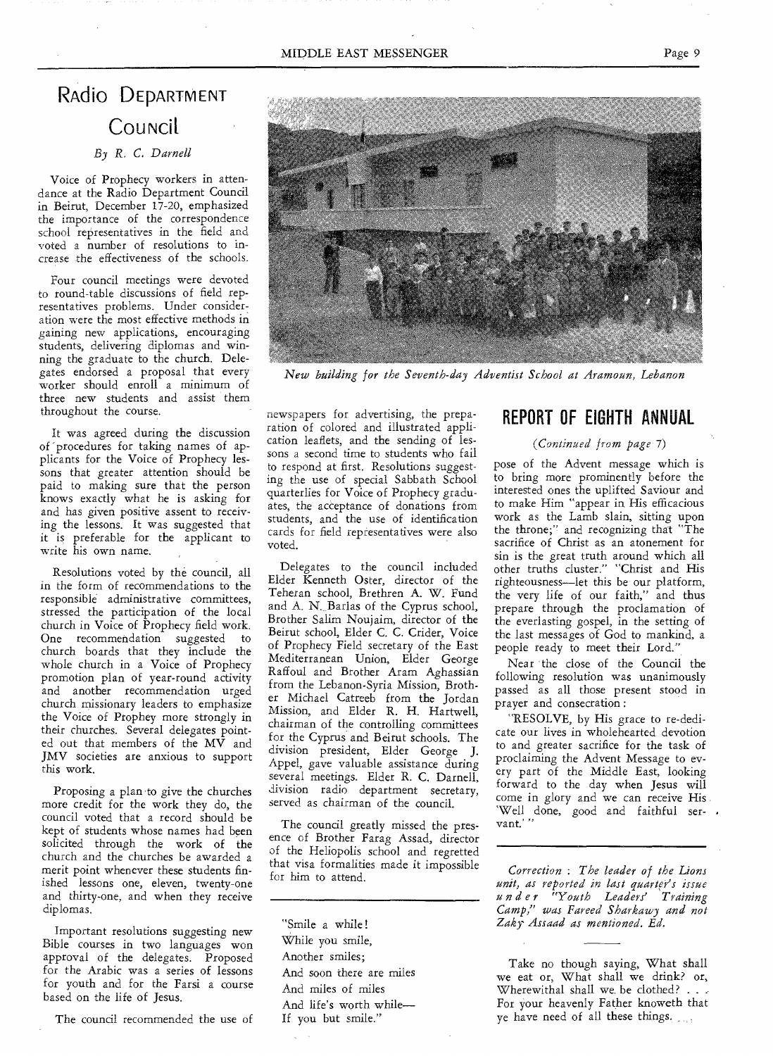# Radio Department Council

*By R. C. Darnell*

Voice of Prophecy workers in attendance at the Radio Department Council in Beirut, December 17-20, emphasized the importance of the correspondence school representatives in the field and voted a number of resolutions to increase the effectiveness of the schools.

Four council meetings were devoted to round-table discussions of field representatives problems. Under consideration were the most effective methods in gaining new applications, encouraging students, delivering diplomas and winning the graduate to the church. Delegates endorsed a proposal that every worker should enroll a minimum of three new students and assist them throughout the course.

It was agreed during the discussion of procedures for taking names of applicants for the Voice of Prophecy lessons that greater attention should be paid to making sure that the person knows exactly what he is asking for and has given positive assent to receiving the lessons. It was suggested that it is preferable for the applicant to write his own name.

Resolutions voted by the council, all in the form of recommendations to the responsible administrative committees, stressed the participation of the local church in Voice of Prophecy field work. One recommendation suggested to church boards that they include the whole church in a Voice of Prophecy promotion plan of year-round activity and another recommendation urged church missionary leaders to emphasize the Voice of Prophey more strongly in their churches. Several delegates pointed out that members of the MV and JMV societies are anxious to support this work.

Proposing a plan to give the churches more credit for the work they do, the council voted that a record should be kept of students whose names had been solicited through the work of the church and the churches be awarded a merit point whenever these students finished lessons one, eleven, twenty-one and thirty-one, and when they receive diplomas.

Important resolutions suggesting new Bible courses in two languages won approval of the delegates. Proposed for the Arabic was a series of lessons for youth and for the Farsi a course based on the life of Jesus.

The council recommended the use of newspapers for advertising, the preparation of colored and illustrated application leaflets, and the sending of lessons a second time to students who fail to respond at first. Resolutions suggesting the use of special Sabbath School quarterlies for Voice of Prophecy graduates, the acceptance of donations from students, and the use of identification cards for field representatives were also voted.

Delegates to the council included Elder Kenneth Oster, director of the Teheran school, Brethren A. W. Fund and A. N. Barlas of the Cyprus school, Brother Salim Noujaim, director of the Beirut school, Elder C. C. Crider, Voice of Prophecy Field secretary of the East Mediterranean Union, Elder George Raffoul and Brother Aram Aghassian from the Lebanon-Syria Mission, Brother Michael Catreeb from the Jordan Mission, and Elder R. H. Hartwell, chairman of the controlling committees for the Cyprus and Beirut schools. The division president, Elder George J. Appel, gave valuable assistance during several meetings. Elder R. C. Darnell, division radio department secretary, served as chairman of the council.

The council greatly missed the presence of Brother Farag Assad, director of the Heliopolis school and regretted that visa formalities made it impossible for him to attend.

*New building for the Seventh-day Adventist School at Aramoun, Lebanon*

"Smile a while!
While you smile,
Another smiles;
And soon there are miles
And miles of miles
And life's worth while—
If you but smile."

## REPORT OF EIGHTH ANNUAL

*(Continued from page 7)*

pose of the Advent message which is to bring more prominently before the interested ones the uplifted Saviour and to make Him "appear in His efficacious work as the Lamb slain, sitting upon the throne;" and recognizing that "The sacrifice of Christ as an atonement for sin is the great truth around which all other truths cluster." "Christ and His righteousness—let this be our platform, the very life of our faith," and thus prepare through the proclamation of the everlasting gospel, in the setting of the last messages of God to mankind, a people ready to meet their Lord."

Near the close of the Council the following resolution was unanimously passed as all those present stood in prayer and consecration:

"RESOLVE, by His grace to re-dedicate our lives in wholehearted devotion to and greater sacrifice for the task of proclaiming the Advent Message to every part of the Middle East, looking forward to the day when Jesus will come in glory and we can receive His 'Well done, good and faithful servant.'"

---

*Correction: The leader of the Lions unit, as reported in last quarter's issue under "Youth Leaders' Training Camp," was Fareed Sharkawy and not Zaky Assaad as mentioned. Ed.*

---

Take no though saying, What shall we eat or, What shall we drink? or, Wherewithal shall we be clothed? . . . For your heavenly Father knoweth that ye have need of all these things. . . .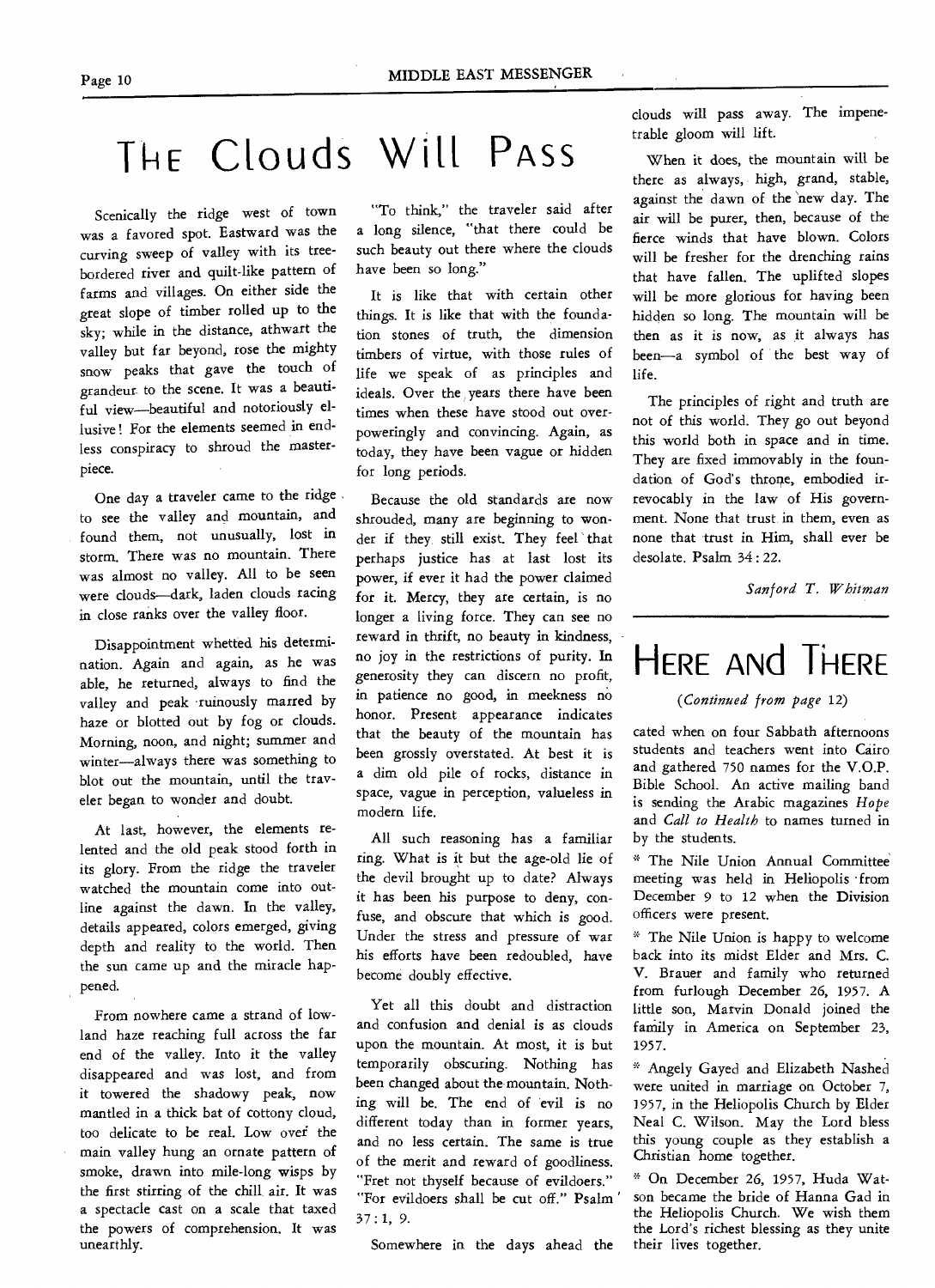# The Clouds Will Pass

Scenically the ridge west of town was a favored spot. Eastward was the curving sweep of valley with its tree-bordered river and quilt-like pattern of farms and villages. On either side the great slope of timber rolled up to the sky; while in the distance, athwart the valley but far beyond, rose the mighty snow peaks that gave the touch of grandeur to the scene. It was a beautiful view—beautiful and notoriously elusive! For the elements seemed in endless conspiracy to shroud the masterpiece.

One day a traveler came to the ridge to see the valley and mountain, and found them, not unusually, lost in storm. There was no mountain. There was almost no valley. All to be seen were clouds—dark, laden clouds racing in close ranks over the valley floor.

Disappointment whetted his determination. Again and again, as he was able, he returned, always to find the valley and peak ruinously marred by haze or blotted out by fog or clouds. Morning, noon, and night; summer and winter—always there was something to blot out the mountain, until the traveler began to wonder and doubt.

At last, however, the elements relented and the old peak stood forth in its glory. From the ridge the traveler watched the mountain come into outline against the dawn. In the valley, details appeared, colors emerged, giving depth and reality to the world. Then the sun came up and the miracle happened.

From nowhere came a strand of lowland haze reaching full across the far end of the valley. Into it the valley disappeared and was lost, and from it towered the shadowy peak, now mantled in a thick bat of cottony cloud, too delicate to be real. Low over the main valley hung an ornate pattern of smoke, drawn into mile-long wisps by the first stirring of the chill air. It was a spectacle cast on a scale that taxed the powers of comprehension. It was unearthly.

"To think," the traveler said after a long silence, "that there could be such beauty out there where the clouds have been so long."

It is like that with certain other things. It is like that with the foundation stones of truth, the dimension timbers of virtue, with those rules of life we speak of as principles and ideals. Over the years there have been times when these have stood out overpoweringly and convincing. Again, as today, they have been vague or hidden for long periods.

Because the old standards are now shrouded, many are beginning to wonder if they still exist. They feel that perhaps justice has at last lost its power, if ever it had the power claimed for it. Mercy, they are certain, is no longer a living force. They can see no reward in thrift, no beauty in kindness, no joy in the restrictions of purity. In generosity they can discern no profit, in patience no good, in meekness no honor. Present appearance indicates that the beauty of the mountain has been grossly overstated. At best it is a dim old pile of rocks, distance in space, vague in perception, valueless in modern life.

All such reasoning has a familiar ring. What is it but the age-old lie of the devil brought up to date? Always it has been his purpose to deny, confuse, and obscure that which is good. Under the stress and pressure of war his efforts have been redoubled, have become doubly effective.

Yet all this doubt and distraction and confusion and denial is as clouds upon the mountain. At most, it is but temporarily obscuring. Nothing has been changed about the mountain. Nothing will be. The end of evil is no different today than in former years, and no less certain. The same is true of the merit and reward of goodliness. "Fret not thyself because of evildoers." "For evildoers shall be cut off." Psalm 37:1, 9.

Somewhere in the days ahead the clouds will pass away. The impenetrable gloom will lift.

When it does, the mountain will be there as always, high, grand, stable, against the dawn of the new day. The air will be purer, then, because of the fierce winds that have blown. Colors will be fresher for the drenching rains that have fallen. The uplifted slopes will be more glorious for having been hidden so long. The mountain will be then as it is now, as it always has been—a symbol of the best way of life.

The principles of right and truth are not of this world. They go out beyond this world both in space and in time. They are fixed immovably in the foundation of God's throne, embodied irrevocably in the law of His government. None that trust in them, even as none that trust in Him, shall ever be desolate. Psalm 34:22.

*Sanford T. Whitman*

# Here and There

*(Continued from page 12)*

cated when on four Sabbath afternoons students and teachers went into Cairo and gathered 750 names for the V.O.P. Bible School. An active mailing band is sending the Arabic magazines *Hope* and *Call to Health* to names turned in by the students.

* The Nile Union Annual Committee meeting was held in Heliopolis from December 9 to 12 when the Division officers were present.

* The Nile Union is happy to welcome back into its midst Elder and Mrs. C. V. Brauer and family who returned from furlough December 26, 1957. A little son, Marvin Donald joined the family in America on September 23, 1957.

* Angely Gayed and Elizabeth Nashed were united in marriage on October 7, 1957, in the Heliopolis Church by Elder Neal C. Wilson. May the Lord bless this young couple as they establish a Christian home together.

* On December 26, 1957, Huda Watson became the bride of Hanna Gad in the Heliopolis Church. We wish them the Lord's richest blessing as they unite their lives together.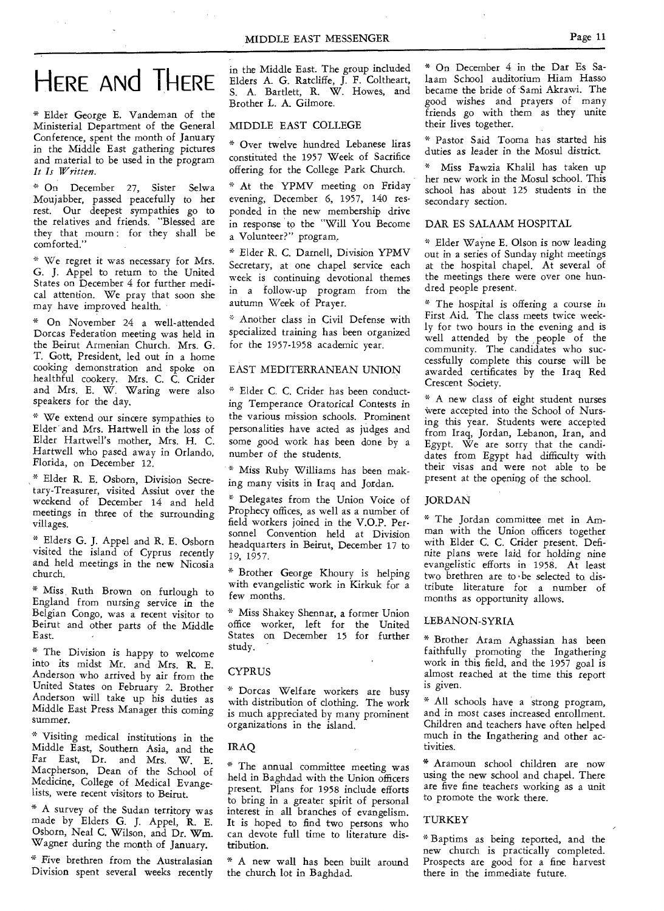# HERE AND THERE

* Elder George E. Vandeman of the Ministerial Department of the General Conference, spent the month of January in the Middle East gathering pictures and material to be used in the program *It Is Written.*

* On December 27, Sister Selwa Moujabber, passed peacefully to her rest. Our deepest sympathies go to the relatives and friends. "Blessed are they that mourn: for they shall be comforted."

* We regret it was necessary for Mrs. G. J. Appel to return to the United States on December 4 for further medical attention. We pray that soon she may have improved health.

* On November 24 a well-attended Dorcas Federation meeting was held in the Beirut Armenian Church. Mrs. G. T. Gott, President, led out in a home cooking demonstration and spoke on healthful cookery. Mrs. C. C. Crider and Mrs. E. W. Waring were also speakers for the day.

* We extend our sincere sympathies to Elder and Mrs. Hartwell in the loss of Elder Hartwell's mother, Mrs. H. C. Hartwell who pased away in Orlando, Florida, on December 12.

* Elder R. E. Osborn, Division Secretary-Treasurer, visited Assiut over the weekend of December 14 and held meetings in three of the surrounding villages.

* Elders G. J. Appel and R. E. Osborn visited the island of Cyprus recently and held meetings in the new Nicosia church.

* Miss Ruth Brown on furlough to England from nursing service in the Belgian Congo, was a recent visitor to Beirut and other parts of the Middle East.

* The Division is happy to welcome into its midst Mr. and Mrs. R. E. Anderson who arrived by air from the United States on February 2. Brother Anderson will take up his duties as Middle East Press Manager this coming summer.

* Visiting medical institutions in the Middle East, Southern Asia, and the Far East, Dr. and Mrs. W. E. Macpherson, Dean of the School of Medicine, College of Medical Evangelists, were recent visitors to Beirut.

* A survey of the Sudan territory was made by Elders G. J. Appel, R. E. Osborn, Neal C. Wilson, and Dr. Wm. Wagner during the month of January.

* Five brethren from the Australasian Division spent several weeks recently in the Middle East. The group included Elders A. G. Ratcliffe, J. F. Coltheart, S. A. Bartlett, R. W. Howes, and Brother L. A. Gilmore.

## MIDDLE EAST COLLEGE

* Over twelve hundred Lebanese liras constituted the 1957 Week of Sacrifice offering for the College Park Church.

* At the YPMV meeting on Friday evening, December 6, 1957, 140 responded in the new membership drive in response to the "Will You Become a Volunteer?" program.

* Elder R. C. Darnell, Division YPMV Secretary, at one chapel service each week is continuing devotional themes in a follow-up program from the autumn Week of Prayer.

* Another class in Civil Defense with specialized training has been organized for the 1957-1958 academic year.

## EAST MEDITERRANEAN UNION

* Elder C. C. Crider has been conducting Temperance Oratorical Contests in the various mission schools. Prominent personalities have acted as judges and some good work has been done by a number of the students.

* Miss Ruby Williams has been making many visits in Iraq and Jordan.

* Delegates from the Union Voice of Prophecy offices, as well as a number of field workers joined in the V.O.P. Personnel Convention held at Division headquarters in Beirut, December 17 to 19, 1957.

* Brother George Khoury is helping with evangelistic work in Kirkuk for a few months.

* Miss Shakey Shennar, a former Union office worker, left for the United States on December 15 for further study.

## CYPRUS

* Dorcas Welfare workers are busy with distribution of clothing. The work is much appreciated by many prominent organizations in the island.

## IRAQ

* The annual committee meeting was held in Baghdad with the Union officers present. Plans for 1958 include efforts to bring in a greater spirit of personal interest in all branches of evangelism. It is hoped to find two persons who can devote full time to literature distribution.

* A new wall has been built around the church lot in Baghdad.

* On December 4 in the Dar Es Salaam School auditorium Hiam Hasso became the bride of Sami Akrawi. The good wishes and prayers of many friends go with them as they unite their lives together.

* Pastor Said Tooma has started his duties as leader in the Mosul district.

* Miss Fawzia Khalil has taken up her new work in the Mosul school. This school has about 125 students in the secondary section.

## DAR ES SALAAM HOSPITAL

* Elder Wayne E. Olson is now leading out in a series of Sunday night meetings at the hospital chapel. At several of the meetings there were over one hundred people present.

* The hospital is offering a course in First Aid. The class meets twice weekly for two hours in the evening and is well attended by the people of the community. The candidates who successfully complete this course will be awarded certificates by the Iraq Red Crescent Society.

* A new class of eight student nurses were accepted into the School of Nursing this year. Students were accepted from Iraq, Jordan, Lebanon, Iran, and Egypt. We are sorry that the candidates from Egypt had difficulty with their visas and were not able to be present at the opening of the school.

## JORDAN

* The Jordan committee met in Amman with the Union officers together with Elder C. C. Crider present. Definite plans were laid for holding nine evangelistic efforts in 1958. At least two brethren are to be selected to distribute literature for a number of months as opportunity allows.

## LEBANON-SYRIA

* Brother Aram Aghassian has been faithfully promoting the Ingathering work in this field, and the 1957 goal is almost reached at the time this report is given.

* All schools have a strong program, and in most cases increased enrollment. Children and teachers have often helped much in the Ingathering and other activities.

* Aramoun school children are now using the new school and chapel. There are five fine teachers working as a unit to promote the work there.

## TURKEY

* Baptims as being reported, and the new church is practically completed. Prospects are good for a fine harvest there in the immediate future.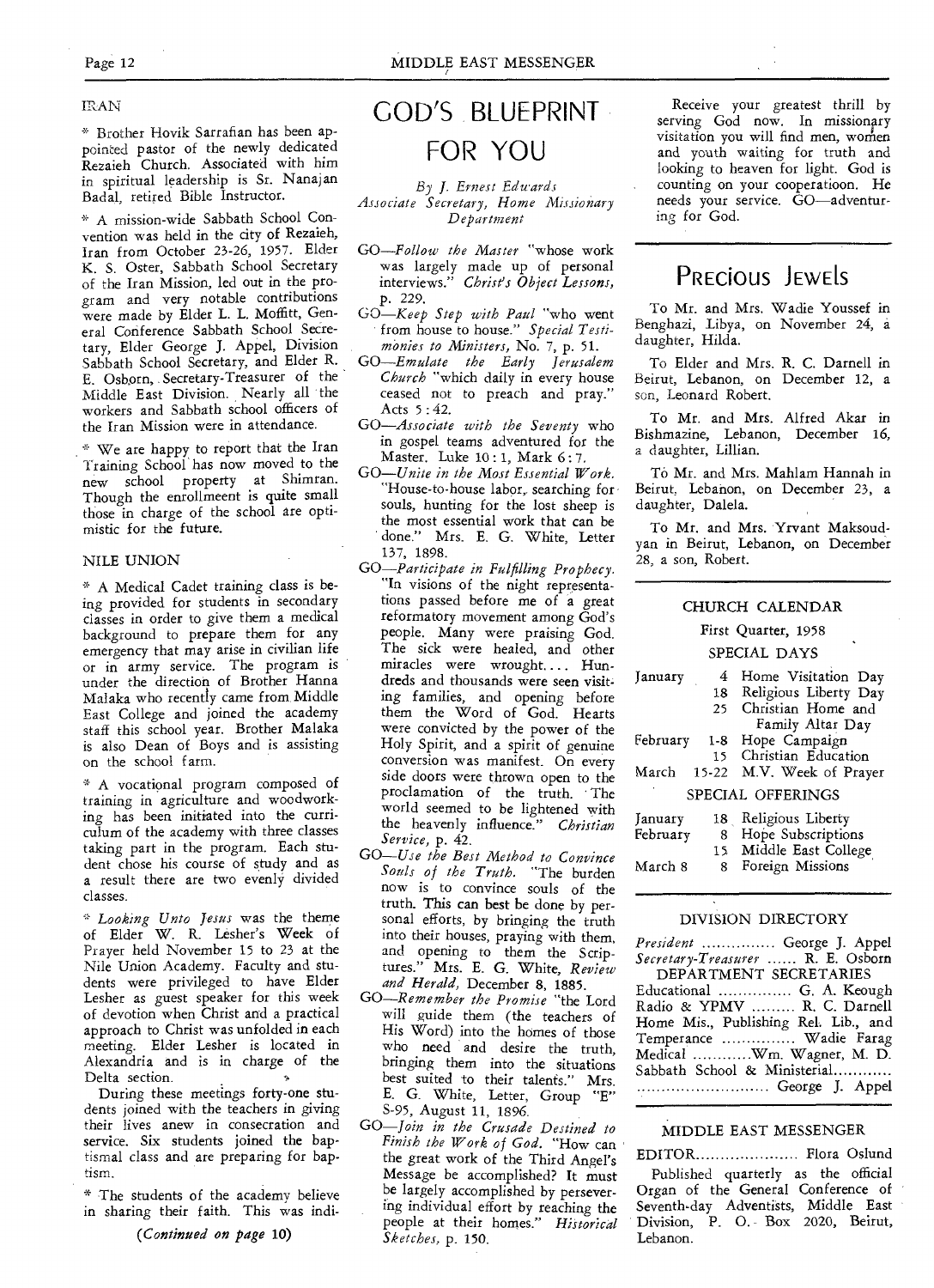## IRAN

\* Brother Hovik Sarrafian has been appointed pastor of the newly dedicated Rezaieh Church. Associated with him in spiritual leadership is Sr. Nanajan Badal, retired Bible Instructor.

\* A mission-wide Sabbath School Convention was held in the city of Rezaieh, Iran from October 23-26, 1957. Elder K. S. Oster, Sabbath School Secretary of the Iran Mission, led out in the program and very notable contributions were made by Elder L. L. Moffitt, General Conference Sabbath School Secretary, Elder George J. Appel, Division Sabbath School Secretary, and Elder R. E. Osborn, Secretary-Treasurer of the Middle East Division. Nearly all the workers and Sabbath school officers of the Iran Mission were in attendance.

\* We are happy to report that the Iran Training School has now moved to the new school property at Shimran. Though the enrollmeent is quite small those in charge of the school are optimistic for the future.

## NILE UNION

\* A Medical Cadet training class is being provided for students in secondary classes in order to give them a medical background to prepare them for any emergency that may arise in civilian life or in army service. The program is under the direction of Brother Hanna Malaka who recently came from Middle East College and joined the academy staff this school year. Brother Malaka is also Dean of Boys and is assisting on the school farm.

\* A vocational program composed of training in agriculture and woodworking has been initiated into the curriculum of the academy with three classes taking part in the program. Each student chose his course of study and as a result there are two evenly divided classes.

\* *Looking Unto Jesus* was the theme of Elder W. R. Lesher's Week of Prayer held November 15 to 23 at the Nile Union Academy. Faculty and students were privileged to have Elder Lesher as guest speaker for this week of devotion when Christ and a practical approach to Christ was unfolded in each meeting. Elder Lesher is located in Alexandria and is in charge of the Delta section.

During these meetings forty-one students joined with the teachers in giving their lives anew in consecration and service. Six students joined the baptismal class and are preparing for baptism.

\* The students of the academy believe in sharing their faith. This was indi-

*(Continued on page 10)*

# GOD'S BLUEPRINT FOR YOU

*By J. Ernest Edwards*
*Associate Secretary, Home Missionary Department*

GO—*Follow the Master* "whose work was largely made up of personal interviews." *Christ's Object Lessons*, p. 229.

GO—*Keep Step with Paul* "who went from house to house." *Special Testimonies to Ministers*, No. 7, p. 51.

GO—*Emulate the Early Jerusalem Church* "which daily in every house ceased not to preach and pray." Acts 5:42.

GO—*Associate with the Seventy* who in gospel teams adventured for the Master. Luke 10:1, Mark 6:7.

GO—*Unite in the Most Essential Work.* "House-to-house labor, searching for souls, hunting for the lost sheep is the most essential work that can be done." Mrs. E. G. White, Letter 137, 1898.

GO—*Participate in Fulfilling Prophecy.* "In visions of the night representations passed before me of a great reformatory movement among God's people. Many were praising God. The sick were healed, and other miracles were wrought.... Hundreds and thousands were seen visiting families, and opening before them the Word of God. Hearts were convicted by the power of the Holy Spirit, and a spirit of genuine conversion was manifest. On every side doors were thrown open to the proclamation of the truth. The world seemed to be lightened with the heavenly influence." *Christian Service*, p. 42.

GO—*Use the Best Method to Convince Souls of the Truth.* "The burden now is to convince souls of the truth. This can best be done by personal efforts, by bringing the truth into their houses, praying with them, and opening to them the Scriptures." Mrs. E. G. White, *Review and Herald*, December 8, 1885.

GO—*Remember the Promise* "the Lord will guide them (the teachers of His Word) into the homes of those who need and desire the truth, bringing them into the situations best suited to their talents." Mrs. E. G. White, Letter, Group "E" S-95, August 11, 1896.

GO—*Join in the Crusade Destined to Finish the Work of God.* "How can the great work of the Third Angel's Message be accomplished? It must be largely accomplished by persevering individual effort by reaching the people at their homes." *Historical Sketches*, p. 150.

Receive your greatest thrill by serving God now. In missionary visitation you will find men, women and youth waiting for truth and looking to heaven for light. God is counting on your cooperatioon. He needs your service. GO—adventuring for God.

# PRECIOUS JEWELS

To Mr. and Mrs. Wadie Youssef in Benghazi, Libya, on November 24, a daughter, Hilda.

To Elder and Mrs. R. C. Darnell in Beirut, Lebanon, on December 12, a son, Leonard Robert.

To Mr. and Mrs. Alfred Akar in Bishmazine, Lebanon, December 16, a daughter, Lillian.

To Mr. and Mrs. Mahlam Hannah in Beirut, Lebanon, on December 23, a daughter, Dalela.

To Mr. and Mrs. Yrvant Maksoudyan in Beirut, Lebanon, on December 28, a son, Robert.

## CHURCH CALENDAR

First Quarter, 1958

SPECIAL DAYS

| | | |
|---|---|---|
| January | 4 | Home Visitation Day |
| | 18 | Religious Liberty Day |
| | 25 | Christian Home and Family Altar Day |
| February | 1-8 | Hope Campaign |
| | 15 | Christian Education |
| March | 15-22 | M.V. Week of Prayer |

SPECIAL OFFERINGS

| | | |
|---|---|---|
| January | 18 | Religious Liberty |
| February | 8 | Hope Subscriptions |
| | 15 | Middle East College |
| March 8 | 8 | Foreign Missions |

## DIVISION DIRECTORY

*President* ............... George J. Appel
*Secretary-Treasurer* ...... R. E. Osborn

DEPARTMENT SECRETARIES

Educational ............... G. A. Keough
Radio & YPMV ......... R. C. Darnell
Home Mis., Publishing Rel. Lib., and Temperance ............... Wadie Farag
Medical ............Wm. Wagner, M. D.
Sabbath School & Ministerial............ ........................... George J. Appel

## MIDDLE EAST MESSENGER

EDITOR..................... Flora Oslund

Published quarterly as the official Organ of the General Conference of Seventh-day Adventists, Middle East Division, P. O. Box 2020, Beirut, Lebanon.